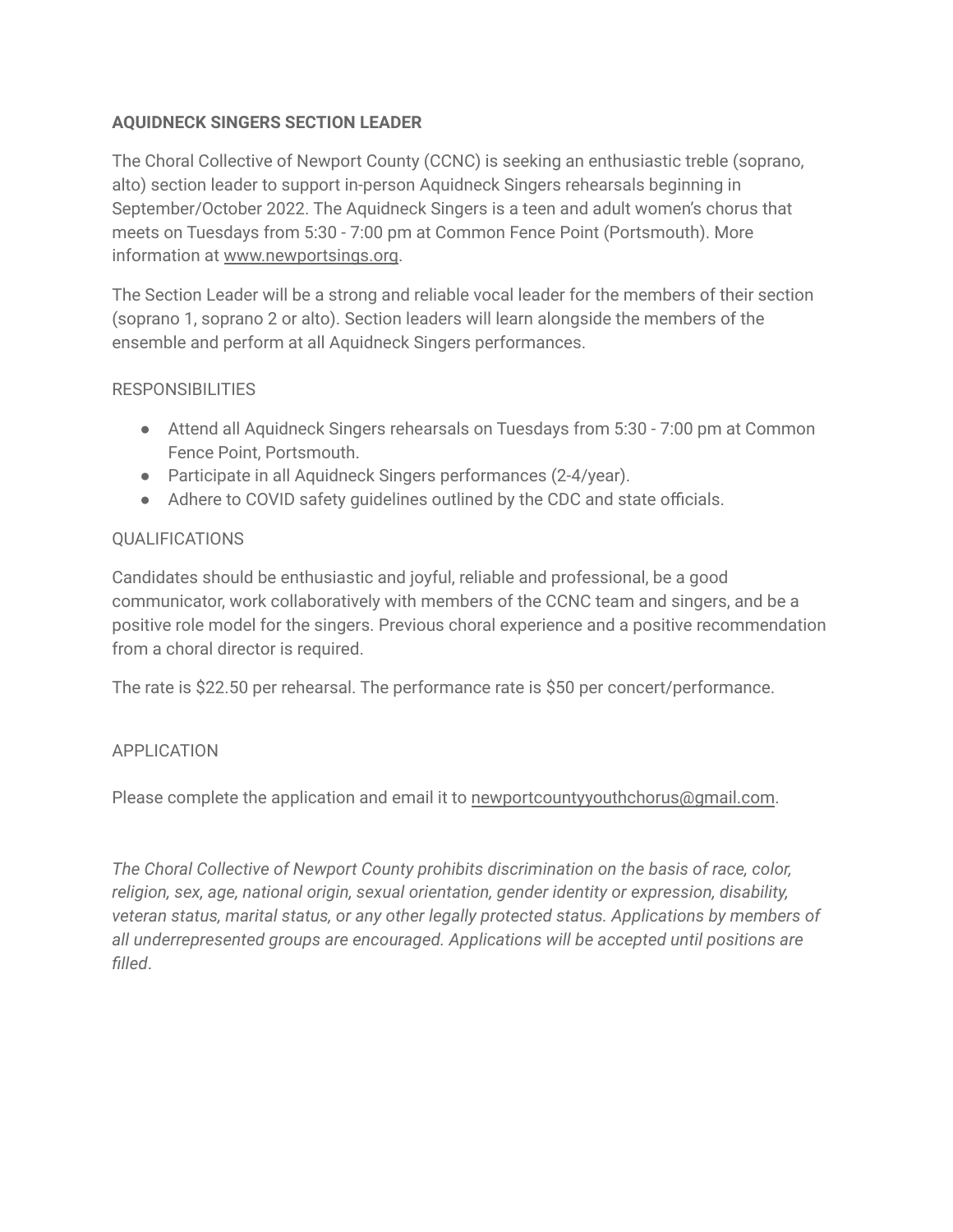**AQUIDNECK SINGERS SECTION LEADER**

The Choral Collective of Newport County (CCNC) is seeking an enthusiastic treble (soprano, alto) section leader to support in-person Aquidneck Singers rehearsals beginning in September/October 2022. The Aquidneck Singers is a teen and adult women's chorus that meets on Tuesdays from 5:30 - 7:00 pm at Common Fence Point (Portsmouth). More information at www.newportsings.org.

The Section Leader will be a strong and reliable vocal leader for the members of their section (soprano 1, soprano 2 or alto). Section leaders will learn alongside the members of the ensemble and perform at all Aquidneck Singers performances.

RESPONSIBILITIES

- Attend all Aquidneck Singers rehearsals on Tuesdays from 5:30 - 7:00 pm at Common Fence Point, Portsmouth.
- Participate in all Aquidneck Singers performances (2-4/year).
- Adhere to COVID safety guidelines outlined by the CDC and state officials.

QUALIFICATIONS

Candidates should be enthusiastic and joyful, reliable and professional, be a good communicator, work collaboratively with members of the CCNC team and singers, and be a positive role model for the singers. Previous choral experience and a positive recommendation from a choral director is required.

The rate is $22.50 per rehearsal. The performance rate is $50 per concert/performance.

APPLICATION

Please complete the application and email it to newportcountyyouthchorus@gmail.com.

*The Choral Collective of Newport County prohibits discrimination on the basis of race, color, religion, sex, age, national origin, sexual orientation, gender identity or expression, disability, veteran status, marital status, or any other legally protected status. Applications by members of all underrepresented groups are encouraged. Applications will be accepted until positions are filled*.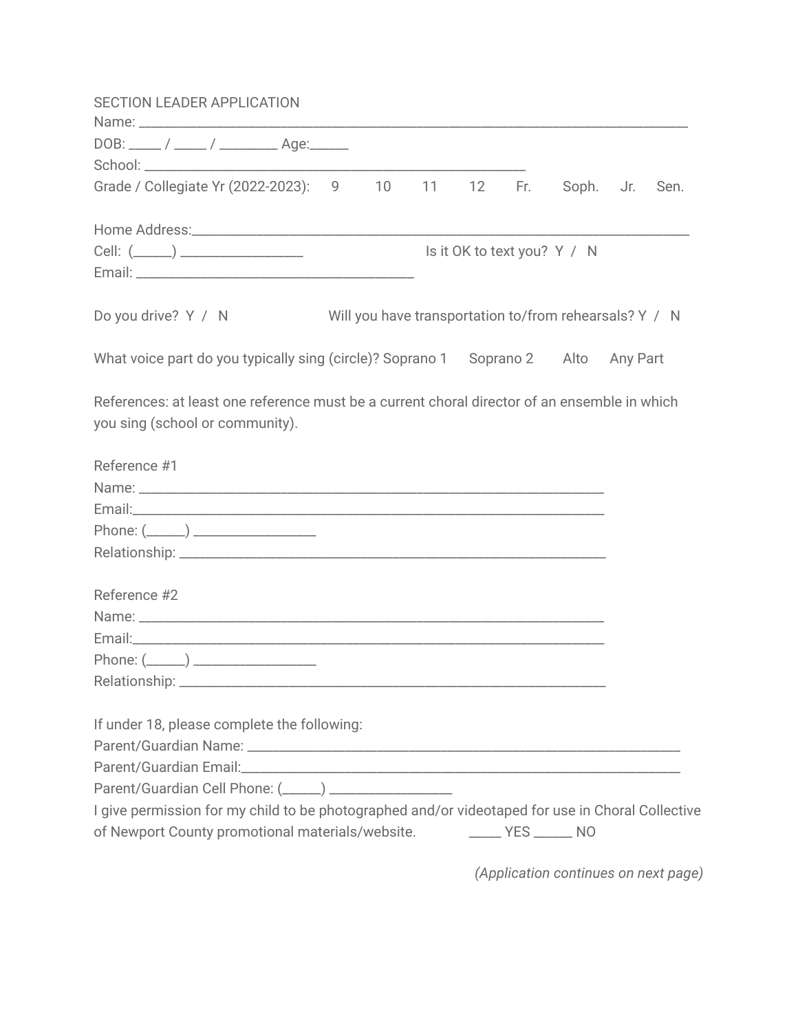SECTION LEADER APPLICATION

Name: ______________________________________________________________________________

DOB: _____ / _____ / _________ Age:______

School: ______________________________________________________

Grade / Collegiate Yr (2022-2023): 9 10 11 12 Fr. Soph. Jr. Sen.

Home Address:_______________________________________________________________________

Cell: (______) __________________ Is it OK to text you? Y / N

Email: ________________________________________

Do you drive? Y / N Will you have transportation to/from rehearsals? Y / N

What voice part do you typically sing (circle)? Soprano 1 Soprano 2 Alto Any Part

References: at least one reference must be a current choral director of an ensemble in which you sing (school or community).

Reference #1

Name: __________________________________________________________________

Email:__________________________________________________________________

Phone: (______) __________________

Relationship: ____________________________________________________________

Reference #2

Name: __________________________________________________________________

Email:__________________________________________________________________

Phone: (______) __________________

Relationship: ____________________________________________________________

If under 18, please complete the following:

Parent/Guardian Name: ____________________________________________________________

Parent/Guardian Email:____________________________________________________________

Parent/Guardian Cell Phone: (______) __________________

I give permission for my child to be photographed and/or videotaped for use in Choral Collective of Newport County promotional materials/website. _____ YES ______ NO

*(Application continues on next page)*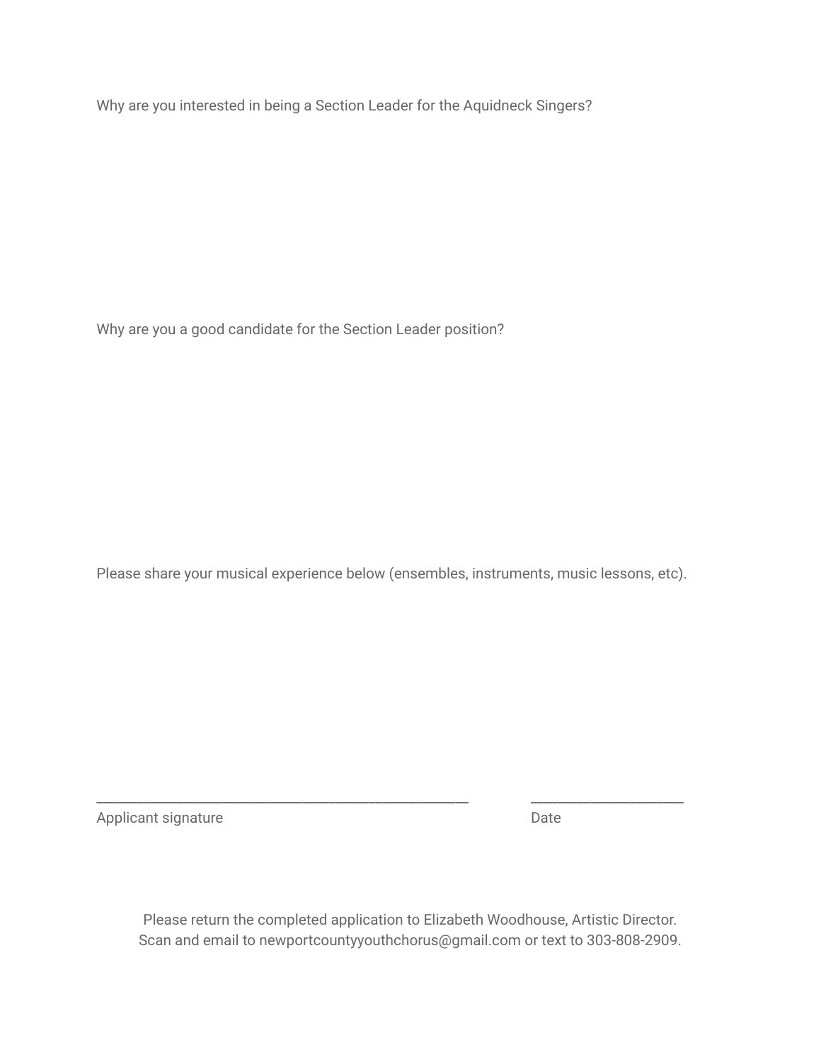Why are you interested in being a Section Leader for the Aquidneck Singers?

Why are you a good candidate for the Section Leader position?

Please share your musical experience below (ensembles, instruments, music lessons, etc).

_____________________________________________ &nbsp;&nbsp;&nbsp;&nbsp;&nbsp;&nbsp;&nbsp; ___________________

Applicant signature &nbsp;&nbsp;&nbsp;&nbsp;&nbsp;&nbsp;&nbsp;&nbsp;&nbsp;&nbsp;&nbsp;&nbsp;&nbsp;&nbsp;&nbsp;&nbsp;&nbsp;&nbsp;&nbsp;&nbsp;&nbsp;&nbsp;&nbsp;&nbsp;&nbsp;&nbsp;&nbsp;&nbsp;&nbsp;&nbsp;&nbsp;&nbsp;&nbsp;&nbsp;&nbsp;&nbsp;&nbsp;&nbsp;&nbsp;&nbsp; Date

Please return the completed application to Elizabeth Woodhouse, Artistic Director.
Scan and email to newportcountyyouthchorus@gmail.com or text to 303-808-2909.